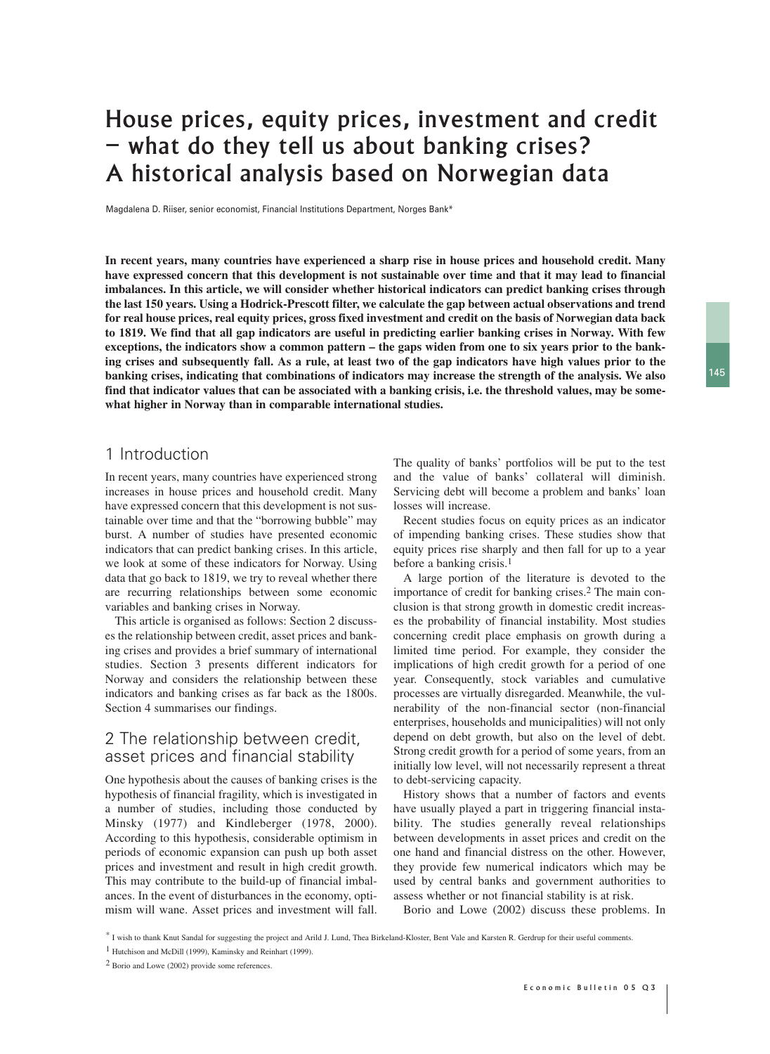# House prices, equity prices, investment and credit – what do they tell us about banking crises? A historical analysis based on Norwegian data

Magdalena D. Riiser, senior economist, Financial Institutions Department, Norges Bank*

**In recent years, many countries have experienced a sharp rise in house prices and household credit. Many have expressed concern that this development is not sustainable over time and that it may lead to financial imbalances. In this article, we will consider whether historical indicators can predict banking crises through the last 150 years. Using a Hodrick-Prescott filter, we calculate the gap between actual observations and trend for real house prices, real equity prices, gross fixed investment and credit on the basis of Norwegian data back to 1819. We find that all gap indicators are useful in predicting earlier banking crises in Norway. With few exceptions, the indicators show a common pattern – the gaps widen from one to six years prior to the banking crises and subsequently fall. As a rule, at least two of the gap indicators have high values prior to the banking crises, indicating that combinations of indicators may increase the strength of the analysis. We also find that indicator values that can be associated with a banking crisis, i.e. the threshold values, may be somewhat higher in Norway than in comparable international studies.**

## 1 Introduction

In recent years, many countries have experienced strong increases in house prices and household credit. Many have expressed concern that this development is not sustainable over time and that the "borrowing bubble" may burst. A number of studies have presented economic indicators that can predict banking crises. In this article, we look at some of these indicators for Norway. Using data that go back to 1819, we try to reveal whether there are recurring relationships between some economic variables and banking crises in Norway.

This article is organised as follows: Section 2 discusses the relationship between credit, asset prices and banking crises and provides a brief summary of international studies. Section 3 presents different indicators for Norway and considers the relationship between these indicators and banking crises as far back as the 1800s. Section 4 summarises our findings.

## 2 The relationship between credit, asset prices and financial stability

One hypothesis about the causes of banking crises is the hypothesis of financial fragility, which is investigated in a number of studies, including those conducted by Minsky (1977) and Kindleberger (1978, 2000). According to this hypothesis, considerable optimism in periods of economic expansion can push up both asset prices and investment and result in high credit growth. This may contribute to the build-up of financial imbalances. In the event of disturbances in the economy, optimism will wane. Asset prices and investment will fall. The quality of banks' portfolios will be put to the test and the value of banks' collateral will diminish. Servicing debt will become a problem and banks' loan losses will increase.

Recent studies focus on equity prices as an indicator of impending banking crises. These studies show that equity prices rise sharply and then fall for up to a year before a banking crisis.[1]

A large portion of the literature is devoted to the importance of credit for banking crises.[2] The main conclusion is that strong growth in domestic credit increases the probability of financial instability. Most studies concerning credit place emphasis on growth during a limited time period. For example, they consider the implications of high credit growth for a period of one year. Consequently, stock variables and cumulative processes are virtually disregarded. Meanwhile, the vulnerability of the non-financial sector (non-financial enterprises, households and municipalities) will not only depend on debt growth, but also on the level of debt. Strong credit growth for a period of some years, from an initially low level, will not necessarily represent a threat to debt-servicing capacity.

History shows that a number of factors and events have usually played a part in triggering financial instability. The studies generally reveal relationships between developments in asset prices and credit on the one hand and financial distress on the other. However, they provide few numerical indicators which may be used by central banks and government authorities to assess whether or not financial stability is at risk.

Borio and Lowe (2002) discuss these problems. In

* I wish to thank Knut Sandal for suggesting the project and Arild J. Lund, Thea Birkeland-Kloster, Bent Vale and Karsten R. Gerdrup for their useful comments.

[1] Hutchison and McDill (1999), Kaminsky and Reinhart (1999).

[2] Borio and Lowe (2002) provide some references.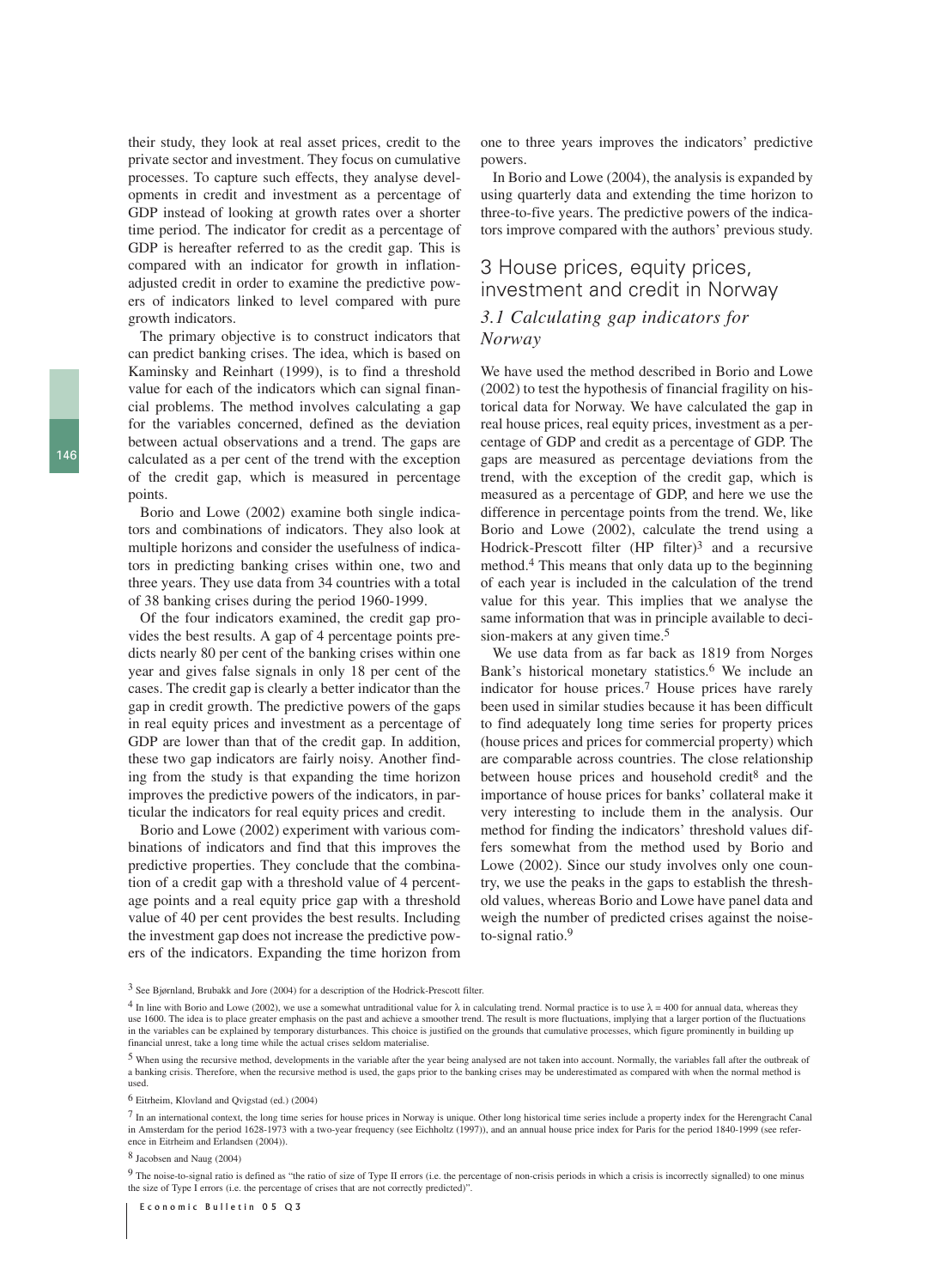their study, they look at real asset prices, credit to the private sector and investment. They focus on cumulative processes. To capture such effects, they analyse developments in credit and investment as a percentage of GDP instead of looking at growth rates over a shorter time period. The indicator for credit as a percentage of GDP is hereafter referred to as the credit gap. This is compared with an indicator for growth in inflation-adjusted credit in order to examine the predictive powers of indicators linked to level compared with pure growth indicators.

The primary objective is to construct indicators that can predict banking crises. The idea, which is based on Kaminsky and Reinhart (1999), is to find a threshold value for each of the indicators which can signal financial problems. The method involves calculating a gap for the variables concerned, defined as the deviation between actual observations and a trend. The gaps are calculated as a per cent of the trend with the exception of the credit gap, which is measured in percentage points.

Borio and Lowe (2002) examine both single indicators and combinations of indicators. They also look at multiple horizons and consider the usefulness of indicators in predicting banking crises within one, two and three years. They use data from 34 countries with a total of 38 banking crises during the period 1960-1999.

Of the four indicators examined, the credit gap provides the best results. A gap of 4 percentage points predicts nearly 80 per cent of the banking crises within one year and gives false signals in only 18 per cent of the cases. The credit gap is clearly a better indicator than the gap in credit growth. The predictive powers of the gaps in real equity prices and investment as a percentage of GDP are lower than that of the credit gap. In addition, these two gap indicators are fairly noisy. Another finding from the study is that expanding the time horizon improves the predictive powers of the indicators, in particular the indicators for real equity prices and credit.

Borio and Lowe (2002) experiment with various combinations of indicators and find that this improves the predictive properties. They conclude that the combination of a credit gap with a threshold value of 4 percentage points and a real equity price gap with a threshold value of 40 per cent provides the best results. Including the investment gap does not increase the predictive powers of the indicators. Expanding the time horizon from one to three years improves the indicators' predictive powers.

In Borio and Lowe (2004), the analysis is expanded by using quarterly data and extending the time horizon to three-to-five years. The predictive powers of the indicators improve compared with the authors' previous study.

## 3 House prices, equity prices, investment and credit in Norway

### *3.1 Calculating gap indicators for Norway*

We have used the method described in Borio and Lowe (2002) to test the hypothesis of financial fragility on historical data for Norway. We have calculated the gap in real house prices, real equity prices, investment as a percentage of GDP and credit as a percentage of GDP. The gaps are measured as percentage deviations from the trend, with the exception of the credit gap, which is measured as a percentage of GDP, and here we use the difference in percentage points from the trend. We, like Borio and Lowe (2002), calculate the trend using a Hodrick-Prescott filter (HP filter)[3] and a recursive method.[4] This means that only data up to the beginning of each year is included in the calculation of the trend value for this year. This implies that we analyse the same information that was in principle available to decision-makers at any given time.[5]

We use data from as far back as 1819 from Norges Bank's historical monetary statistics.[6] We include an indicator for house prices.[7] House prices have rarely been used in similar studies because it has been difficult to find adequately long time series for property prices (house prices and prices for commercial property) which are comparable across countries. The close relationship between house prices and household credit[8] and the importance of house prices for banks' collateral make it very interesting to include them in the analysis. Our method for finding the indicators' threshold values differs somewhat from the method used by Borio and Lowe (2002). Since our study involves only one country, we use the peaks in the gaps to establish the threshold values, whereas Borio and Lowe have panel data and weigh the number of predicted crises against the noise-to-signal ratio.[9]

---

[3] See Bjørnland, Brubakk and Jore (2004) for a description of the Hodrick-Prescott filter.

[4] In line with Borio and Lowe (2002), we use a somewhat untraditional value for $\lambda$ in calculating trend. Normal practice is to use $\lambda = 400$ for annual data, whereas they use 1600. The idea is to place greater emphasis on the past and achieve a smoother trend. The result is more fluctuations, implying that a larger portion of the fluctuations in the variables can be explained by temporary disturbances. This choice is justified on the grounds that cumulative processes, which figure prominently in building up financial unrest, take a long time while the actual crises seldom materialise.

[5] When using the recursive method, developments in the variable after the year being analysed are not taken into account. Normally, the variables fall after the outbreak of a banking crisis. Therefore, when the recursive method is used, the gaps prior to the banking crises may be underestimated as compared with when the normal method is used.

[6] Eitrheim, Klovland and Qvigstad (ed.) (2004)

[7] In an international context, the long time series for house prices in Norway is unique. Other long historical time series include a property index for the Herengracht Canal in Amsterdam for the period 1628-1973 with a two-year frequency (see Eichholtz (1997)), and an annual house price index for Paris for the period 1840-1999 (see reference in Eitrheim and Erlandsen (2004)).

[8] Jacobsen and Naug (2004)

[9] The noise-to-signal ratio is defined as "the ratio of size of Type II errors (i.e. the percentage of non-crisis periods in which a crisis is incorrectly signalled) to one minus the size of Type I errors (i.e. the percentage of crises that are not correctly predicted)".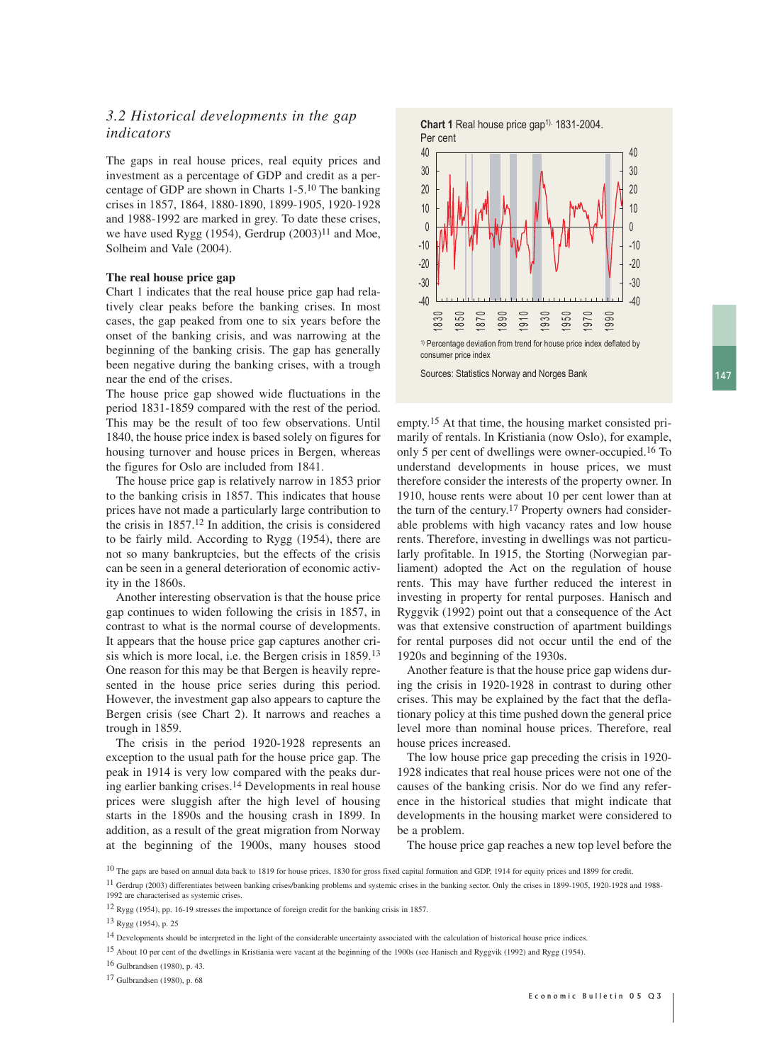## 3.2 Historical developments in the gap indicators

The gaps in real house prices, real equity prices and investment as a percentage of GDP and credit as a percentage of GDP are shown in Charts 1-5.[10] The banking crises in 1857, 1864, 1880-1890, 1899-1905, 1920-1928 and 1988-1992 are marked in grey. To date these crises, we have used Rygg (1954), Gerdrup (2003)[11] and Moe, Solheim and Vale (2004).

**The real house price gap**

Chart 1 indicates that the real house price gap had relatively clear peaks before the banking crises. In most cases, the gap peaked from one to six years before the onset of the banking crisis, and was narrowing at the beginning of the banking crisis. The gap has generally been negative during the banking crises, with a trough near the end of the crises.

The house price gap showed wide fluctuations in the period 1831-1859 compared with the rest of the period. This may be the result of too few observations. Until 1840, the house price index is based solely on figures for housing turnover and house prices in Bergen, whereas the figures for Oslo are included from 1841.

The house price gap is relatively narrow in 1853 prior to the banking crisis in 1857. This indicates that house prices have not made a particularly large contribution to the crisis in 1857.[12] In addition, the crisis is considered to be fairly mild. According to Rygg (1954), there are not so many bankruptcies, but the effects of the crisis can be seen in a general deterioration of economic activity in the 1860s.

Another interesting observation is that the house price gap continues to widen following the crisis in 1857, in contrast to what is the normal course of developments. It appears that the house price gap captures another crisis which is more local, i.e. the Bergen crisis in 1859.[13] One reason for this may be that Bergen is heavily represented in the house price series during this period. However, the investment gap also appears to capture the Bergen crisis (see Chart 2). It narrows and reaches a trough in 1859.

The crisis in the period 1920-1928 represents an exception to the usual path for the house price gap. The peak in 1914 is very low compared with the peaks during earlier banking crises.[14] Developments in real house prices were sluggish after the high level of housing starts in the 1890s and the housing crash in 1899. In addition, as a result of the great migration from Norway at the beginning of the 1900s, many houses stood empty.[15] At that time, the housing market consisted primarily of rentals. In Kristiania (now Oslo), for example, only 5 per cent of dwellings were owner-occupied.[16] To understand developments in house prices, we must therefore consider the interests of the property owner. In 1910, house rents were about 10 per cent lower than at the turn of the century.[17] Property owners had considerable problems with high vacancy rates and low house rents. Therefore, investing in dwellings was not particularly profitable. In 1915, the Storting (Norwegian parliament) adopted the Act on the regulation of house rents. This may have further reduced the interest in investing in property for rental purposes. Hanisch and Ryggvik (1992) point out that a consequence of the Act was that extensive construction of apartment buildings for rental purposes did not occur until the end of the 1920s and beginning of the 1930s.

Another feature is that the house price gap widens during the crisis in 1920-1928 in contrast to during other crises. This may be explained by the fact that the deflationary policy at this time pushed down the general price level more than nominal house prices. Therefore, real house prices increased.

The low house price gap preceding the crisis in 1920-1928 indicates that real house prices were not one of the causes of the banking crisis. Nor do we find any reference in the historical studies that might indicate that developments in the housing market were considered to be a problem.

The house price gap reaches a new top level before the

**Chart 1** Real house price gap[1)] 1831-2004. Per cent

[1)] Percentage deviation from trend for house price index deflated by consumer price index

Sources: Statistics Norway and Norges Bank

---

[10] The gaps are based on annual data back to 1819 for house prices, 1830 for gross fixed capital formation and GDP, 1914 for equity prices and 1899 for credit.

[11] Gerdrup (2003) differentiates between banking crises/banking problems and systemic crises in the banking sector. Only the crises in 1899-1905, 1920-1928 and 1988-1992 are characterised as systemic crises.

[12] Rygg (1954), pp. 16-19 stresses the importance of foreign credit for the banking crisis in 1857.

[13] Rygg (1954), p. 25

[14] Developments should be interpreted in the light of the considerable uncertainty associated with the calculation of historical house price indices.

[15] About 10 per cent of the dwellings in Kristiania were vacant at the beginning of the 1900s (see Hanisch and Ryggvik (1992) and Rygg (1954).

[16] Gulbrandsen (1980), p. 43.

[17] Gulbrandsen (1980), p. 68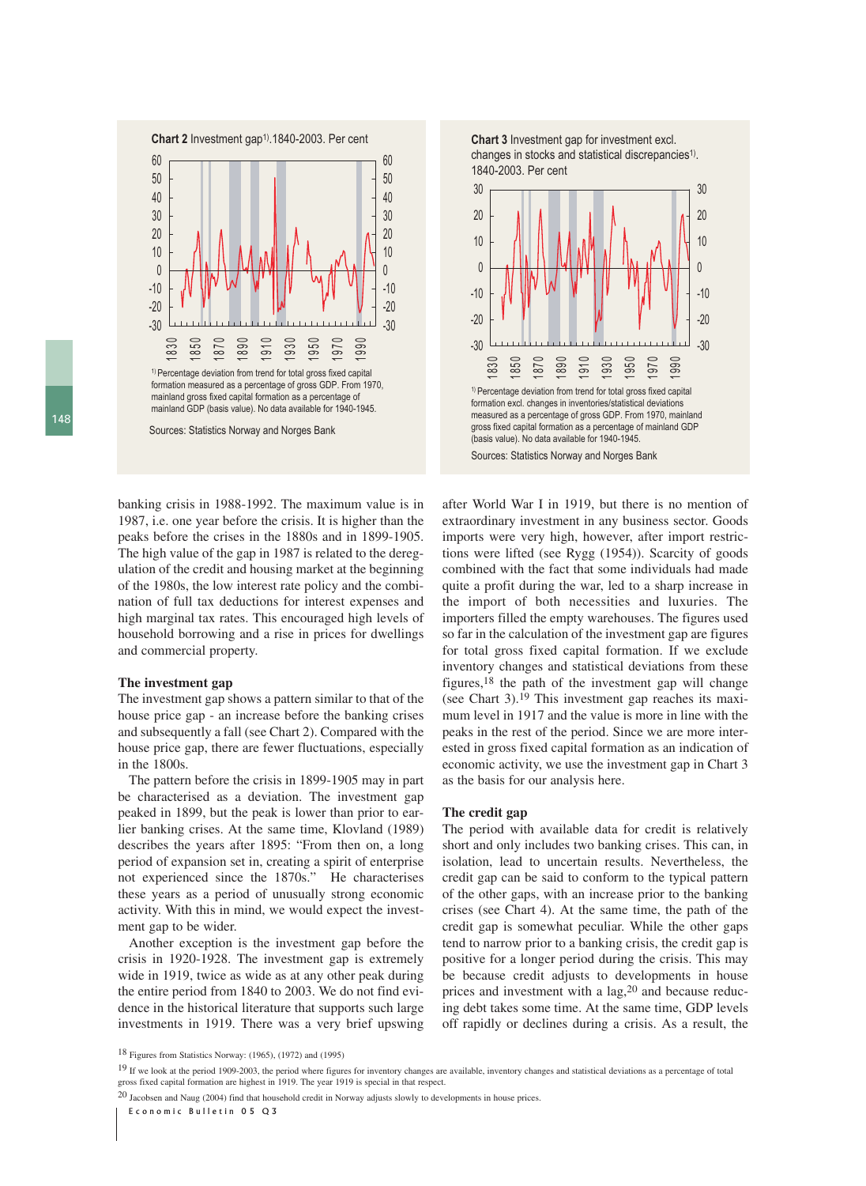**Chart 2** Investment gap[1)]. 1840-2003. Per cent

[1)] Percentage deviation from trend for total gross fixed capital formation measured as a percentage of gross GDP. From 1970, mainland gross fixed capital formation as a percentage of mainland GDP (basis value). No data available for 1940-1945.

Sources: Statistics Norway and Norges Bank

**Chart 3** Investment gap for investment excl. changes in stocks and statistical discrepancies[1)]. 1840-2003. Per cent

[1)] Percentage deviation from trend for total gross fixed capital formation excl. changes in inventories/statistical deviations measured as a percentage of gross GDP. From 1970, mainland gross fixed capital formation as a percentage of mainland GDP (basis value). No data available for 1940-1945.

Sources: Statistics Norway and Norges Bank

banking crisis in 1988-1992. The maximum value is in 1987, i.e. one year before the crisis. It is higher than the peaks before the crises in the 1880s and in 1899-1905. The high value of the gap in 1987 is related to the deregulation of the credit and housing market at the beginning of the 1980s, the low interest rate policy and the combination of full tax deductions for interest expenses and high marginal tax rates. This encouraged high levels of household borrowing and a rise in prices for dwellings and commercial property.

**The investment gap**

The investment gap shows a pattern similar to that of the house price gap - an increase before the banking crises and subsequently a fall (see Chart 2). Compared with the house price gap, there are fewer fluctuations, especially in the 1800s.

The pattern before the crisis in 1899-1905 may in part be characterised as a deviation. The investment gap peaked in 1899, but the peak is lower than prior to earlier banking crises. At the same time, Klovland (1989) describes the years after 1895: "From then on, a long period of expansion set in, creating a spirit of enterprise not experienced since the 1870s." He characterises these years as a period of unusually strong economic activity. With this in mind, we would expect the investment gap to be wider.

Another exception is the investment gap before the crisis in 1920-1928. The investment gap is extremely wide in 1919, twice as wide as at any other peak during the entire period from 1840 to 2003. We do not find evidence in the historical literature that supports such large investments in 1919. There was a very brief upswing after World War I in 1919, but there is no mention of extraordinary investment in any business sector. Goods imports were very high, however, after import restrictions were lifted (see Rygg (1954)). Scarcity of goods combined with the fact that some individuals had made quite a profit during the war, led to a sharp increase in the import of both necessities and luxuries. The importers filled the empty warehouses. The figures used so far in the calculation of the investment gap are figures for total gross fixed capital formation. If we exclude inventory changes and statistical deviations from these figures,[18] the path of the investment gap will change (see Chart 3).[19] This investment gap reaches its maximum level in 1917 and the value is more in line with the peaks in the rest of the period. Since we are more interested in gross fixed capital formation as an indication of economic activity, we use the investment gap in Chart 3 as the basis for our analysis here.

**The credit gap**

The period with available data for credit is relatively short and only includes two banking crises. This can, in isolation, lead to uncertain results. Nevertheless, the credit gap can be said to conform to the typical pattern of the other gaps, with an increase prior to the banking crises (see Chart 4). At the same time, the path of the credit gap is somewhat peculiar. While the other gaps tend to narrow prior to a banking crisis, the credit gap is positive for a longer period during the crisis. This may be because credit adjusts to developments in house prices and investment with a lag,[20] and because reducing debt takes some time. At the same time, GDP levels off rapidly or declines during a crisis. As a result, the

[18] Figures from Statistics Norway: (1965), (1972) and (1995)

[19] If we look at the period 1909-2003, the period where figures for inventory changes are available, inventory changes and statistical deviations as a percentage of total gross fixed capital formation are highest in 1919. The year 1919 is special in that respect.

[20] Jacobsen and Naug (2004) find that household credit in Norway adjusts slowly to developments in house prices.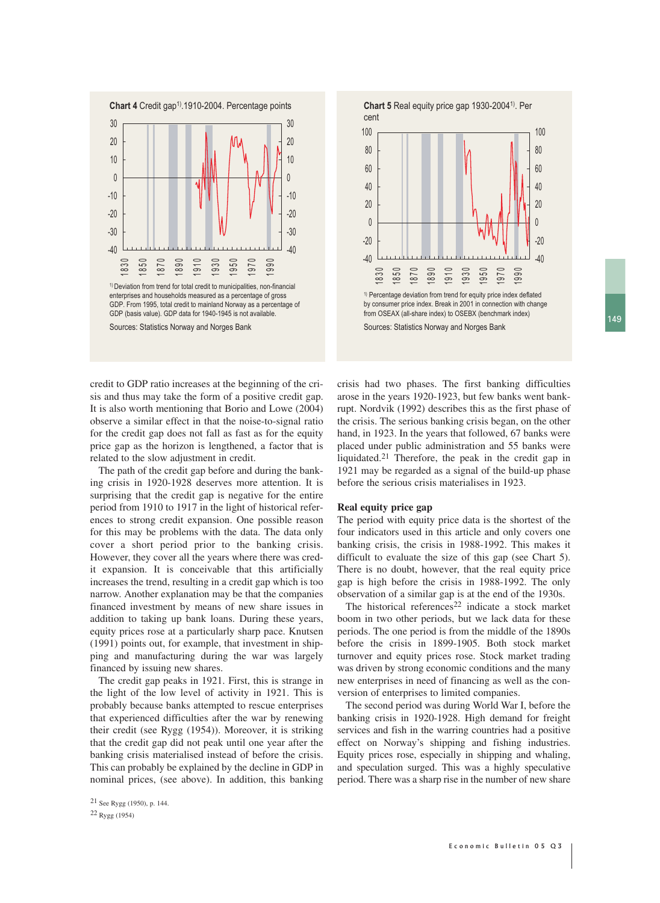**Chart 4** Credit gap[1]).1910-2004. Percentage points

[1]) Deviation from trend for total credit to municipalities, non-financial enterprises and households measured as a percentage of gross GDP. From 1995, total credit to mainland Norway as a percentage of GDP (basis value). GDP data for 1940-1945 is not available.

Sources: Statistics Norway and Norges Bank

**Chart 5** Real equity price gap 1930-2004[1]). Per cent

[1]) Percentage deviation from trend for equity price index deflated by consumer price index. Break in 2001 in connection with change from OSEAX (all-share index) to OSEBX (benchmark index)

Sources: Statistics Norway and Norges Bank

credit to GDP ratio increases at the beginning of the crisis and thus may take the form of a positive credit gap. It is also worth mentioning that Borio and Lowe (2004) observe a similar effect in that the noise-to-signal ratio for the credit gap does not fall as fast as for the equity price gap as the horizon is lengthened, a factor that is related to the slow adjustment in credit.

The path of the credit gap before and during the banking crisis in 1920-1928 deserves more attention. It is surprising that the credit gap is negative for the entire period from 1910 to 1917 in the light of historical references to strong credit expansion. One possible reason for this may be problems with the data. The data only cover a short period prior to the banking crisis. However, they cover all the years where there was credit expansion. It is conceivable that this artificially increases the trend, resulting in a credit gap which is too narrow. Another explanation may be that the companies financed investment by means of new share issues in addition to taking up bank loans. During these years, equity prices rose at a particularly sharp pace. Knutsen (1991) points out, for example, that investment in shipping and manufacturing during the war was largely financed by issuing new shares.

The credit gap peaks in 1921. First, this is strange in the light of the low level of activity in 1921. This is probably because banks attempted to rescue enterprises that experienced difficulties after the war by renewing their credit (see Rygg (1954)). Moreover, it is striking that the credit gap did not peak until one year after the banking crisis materialised instead of before the crisis. This can probably be explained by the decline in GDP in nominal prices, (see above). In addition, this banking crisis had two phases. The first banking difficulties arose in the years 1920-1923, but few banks went bankrupt. Nordvik (1992) describes this as the first phase of the crisis. The serious banking crisis began, on the other hand, in 1923. In the years that followed, 67 banks were placed under public administration and 55 banks were liquidated.[21] Therefore, the peak in the credit gap in 1921 may be regarded as a signal of the build-up phase before the serious crisis materialises in 1923.

### Real equity price gap

The period with equity price data is the shortest of the four indicators used in this article and only covers one banking crisis, the crisis in 1988-1992. This makes it difficult to evaluate the size of this gap (see Chart 5). There is no doubt, however, that the real equity price gap is high before the crisis in 1988-1992. The only observation of a similar gap is at the end of the 1930s.

The historical references[22] indicate a stock market boom in two other periods, but we lack data for these periods. The one period is from the middle of the 1890s before the crisis in 1899-1905. Both stock market turnover and equity prices rose. Stock market trading was driven by strong economic conditions and the many new enterprises in need of financing as well as the conversion of enterprises to limited companies.

The second period was during World War I, before the banking crisis in 1920-1928. High demand for freight services and fish in the warring countries had a positive effect on Norway's shipping and fishing industries. Equity prices rose, especially in shipping and whaling, and speculation surged. This was a highly speculative period. There was a sharp rise in the number of new share

[21] See Rygg (1950), p. 144.

[22] Rygg (1954)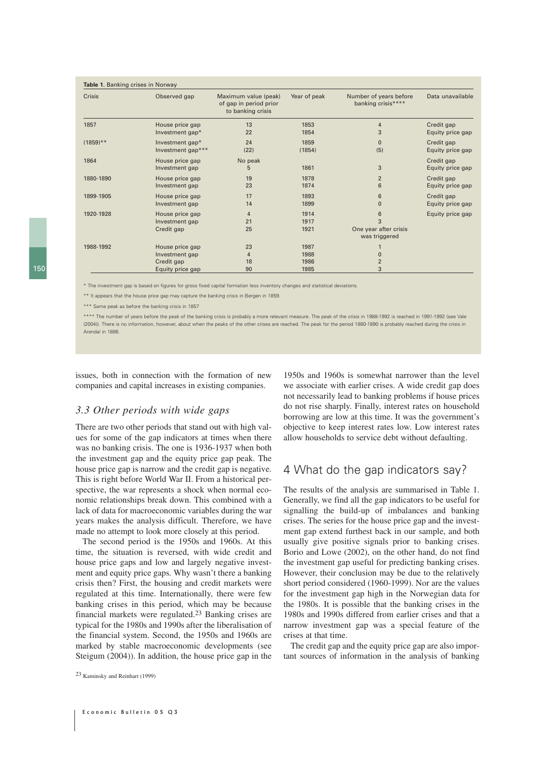**Table 1.** Banking crises in Norway

| Crisis | Observed gap | Maximum value (peak) of gap in period prior to banking crisis | Year of peak | Number of years before banking crisis**** | Data unavailable |
|---|---|---|---|---|---|
| 1857 | House price gap | 13 | 1853 | 4 | Credit gap |
| | Investment gap* | 22 | 1854 | 3 | Equity price gap |
| (1859)** | Investment gap* | 24 | 1859 | 0 | Credit gap |
| | Investment gap*** | (22) | (1854) | (5) | Equity price gap |
| 1864 | House price gap | No peak | | | Credit gap |
| | Investment gap | 5 | 1861 | 3 | Equity price gap |
| 1880-1890 | House price gap | 19 | 1878 | 2 | Credit gap |
| | Investment gap | 23 | 1874 | 6 | Equity price gap |
| 1899-1905 | House price gap | 17 | 1893 | 6 | Credit gap |
| | Investment gap | 14 | 1899 | 0 | Equity price gap |
| 1920-1928 | House price gap | 4 | 1914 | 6 | Equity price gap |
| | Investment gap | 21 | 1917 | 3 | |
| | Credit gap | 25 | 1921 | One year after crisis was triggered | |
| 1988-1992 | House price gap | 23 | 1987 | 1 | |
| | Investment gap | 4 | 1988 | 0 | |
| | Credit gap | 18 | 1986 | 2 | |
| | Equity price gap | 90 | 1985 | 3 | |

* The investment gap is based on figures for gross fixed capital formation less inventory changes and statistical deviations.

** It appears that the house price gap may capture the banking crisis in Bergen in 1859.

*** Same peak as before the banking crisis in 1857

**** The number of years before the peak of the banking crisis is probably a more relevant measure. The peak of the crisis in 1988-1992 is reached in 1991-1992 (see Vale (2004)). There is no information, however, about when the peaks of the other crises are reached. The peak for the period 1880-1890 is probably reached during the crisis in Arendal in 1886.

issues, both in connection with the formation of new companies and capital increases in existing companies.

### *3.3 Other periods with wide gaps*

There are two other periods that stand out with high values for some of the gap indicators at times when there was no banking crisis. The one is 1936-1937 when both the investment gap and the equity price gap peak. The house price gap is narrow and the credit gap is negative. This is right before World War II. From a historical perspective, the war represents a shock when normal economic relationships break down. This combined with a lack of data for macroeconomic variables during the war years makes the analysis difficult. Therefore, we have made no attempt to look more closely at this period.

The second period is the 1950s and 1960s. At this time, the situation is reversed, with wide credit and house price gaps and low and largely negative investment and equity price gaps. Why wasn't there a banking crisis then? First, the housing and credit markets were regulated at this time. Internationally, there were few banking crises in this period, which may be because financial markets were regulated.[23] Banking crises are typical for the 1980s and 1990s after the liberalisation of the financial system. Second, the 1950s and 1960s are marked by stable macroeconomic developments (see Steigum (2004)). In addition, the house price gap in the 1950s and 1960s is somewhat narrower than the level we associate with earlier crises. A wide credit gap does not necessarily lead to banking problems if house prices do not rise sharply. Finally, interest rates on household borrowing are low at this time. It was the government's objective to keep interest rates low. Low interest rates allow households to service debt without defaulting.

## 4 What do the gap indicators say?

The results of the analysis are summarised in Table 1. Generally, we find all the gap indicators to be useful for signalling the build-up of imbalances and banking crises. The series for the house price gap and the investment gap extend furthest back in our sample, and both usually give positive signals prior to banking crises. Borio and Lowe (2002), on the other hand, do not find the investment gap useful for predicting banking crises. However, their conclusion may be due to the relatively short period considered (1960-1999). Nor are the values for the investment gap high in the Norwegian data for the 1980s. It is possible that the banking crises in the 1980s and 1990s differed from earlier crises and that a narrow investment gap was a special feature of the crises at that time.

The credit gap and the equity price gap are also important sources of information in the analysis of banking

[23] Kaminsky and Reinhart (1999)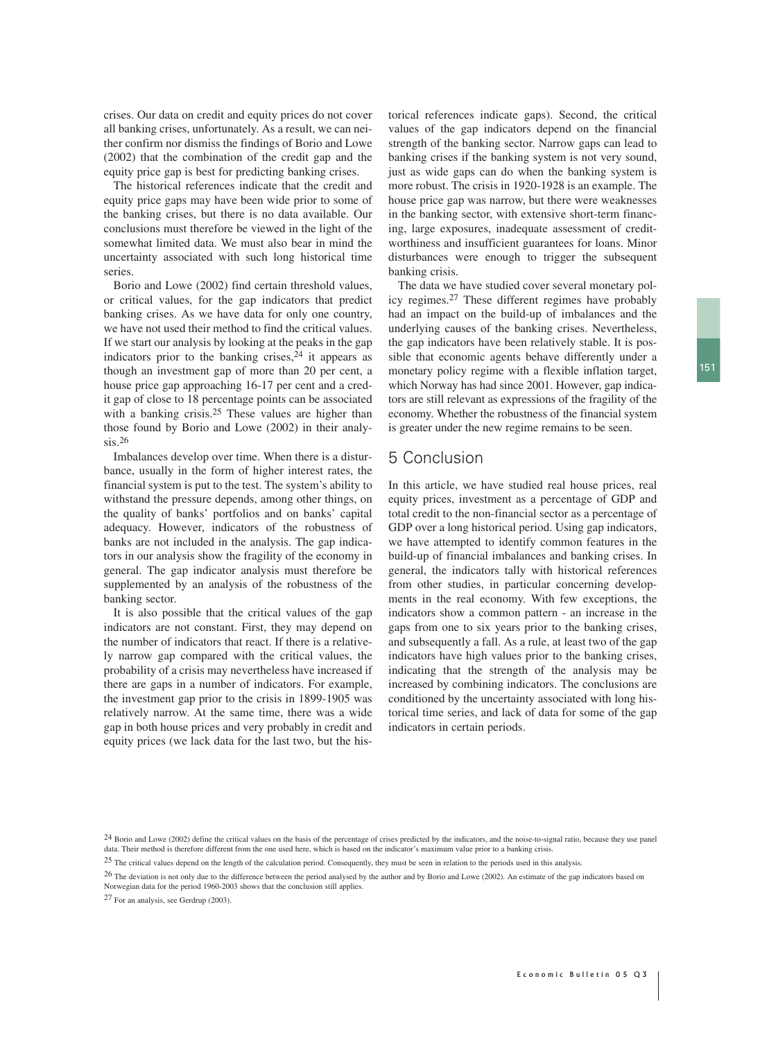crises. Our data on credit and equity prices do not cover all banking crises, unfortunately. As a result, we can neither confirm nor dismiss the findings of Borio and Lowe (2002) that the combination of the credit gap and the equity price gap is best for predicting banking crises.

The historical references indicate that the credit and equity price gaps may have been wide prior to some of the banking crises, but there is no data available. Our conclusions must therefore be viewed in the light of the somewhat limited data. We must also bear in mind the uncertainty associated with such long historical time series.

Borio and Lowe (2002) find certain threshold values, or critical values, for the gap indicators that predict banking crises. As we have data for only one country, we have not used their method to find the critical values. If we start our analysis by looking at the peaks in the gap indicators prior to the banking crises,[24] it appears as though an investment gap of more than 20 per cent, a house price gap approaching 16-17 per cent and a credit gap of close to 18 percentage points can be associated with a banking crisis.[25] These values are higher than those found by Borio and Lowe (2002) in their analysis.[26]

Imbalances develop over time. When there is a disturbance, usually in the form of higher interest rates, the financial system is put to the test. The system's ability to withstand the pressure depends, among other things, on the quality of banks' portfolios and on banks' capital adequacy. However, indicators of the robustness of banks are not included in the analysis. The gap indicators in our analysis show the fragility of the economy in general. The gap indicator analysis must therefore be supplemented by an analysis of the robustness of the banking sector.

It is also possible that the critical values of the gap indicators are not constant. First, they may depend on the number of indicators that react. If there is a relatively narrow gap compared with the critical values, the probability of a crisis may nevertheless have increased if there are gaps in a number of indicators. For example, the investment gap prior to the crisis in 1899-1905 was relatively narrow. At the same time, there was a wide gap in both house prices and very probably in credit and equity prices (we lack data for the last two, but the historical references indicate gaps). Second, the critical values of the gap indicators depend on the financial strength of the banking sector. Narrow gaps can lead to banking crises if the banking system is not very sound, just as wide gaps can do when the banking system is more robust. The crisis in 1920-1928 is an example. The house price gap was narrow, but there were weaknesses in the banking sector, with extensive short-term financing, large exposures, inadequate assessment of creditworthiness and insufficient guarantees for loans. Minor disturbances were enough to trigger the subsequent banking crisis.

The data we have studied cover several monetary policy regimes.[27] These different regimes have probably had an impact on the build-up of imbalances and the underlying causes of the banking crises. Nevertheless, the gap indicators have been relatively stable. It is possible that economic agents behave differently under a monetary policy regime with a flexible inflation target, which Norway has had since 2001. However, gap indicators are still relevant as expressions of the fragility of the economy. Whether the robustness of the financial system is greater under the new regime remains to be seen.

## 5 Conclusion

In this article, we have studied real house prices, real equity prices, investment as a percentage of GDP and total credit to the non-financial sector as a percentage of GDP over a long historical period. Using gap indicators, we have attempted to identify common features in the build-up of financial imbalances and banking crises. In general, the indicators tally with historical references from other studies, in particular concerning developments in the real economy. With few exceptions, the indicators show a common pattern - an increase in the gaps from one to six years prior to the banking crises, and subsequently a fall. As a rule, at least two of the gap indicators have high values prior to the banking crises, indicating that the strength of the analysis may be increased by combining indicators. The conclusions are conditioned by the uncertainty associated with long historical time series, and lack of data for some of the gap indicators in certain periods.

---

[24] Borio and Lowe (2002) define the critical values on the basis of the percentage of crises predicted by the indicators, and the noise-to-signal ratio, because they use panel data. Their method is therefore different from the one used here, which is based on the indicator's maximum value prior to a banking crisis.

[25] The critical values depend on the length of the calculation period. Consequently, they must be seen in relation to the periods used in this analysis.

[26] The deviation is not only due to the difference between the period analysed by the author and by Borio and Lowe (2002). An estimate of the gap indicators based on Norwegian data for the period 1960-2003 shows that the conclusion still applies.

[27] For an analysis, see Gerdrup (2003).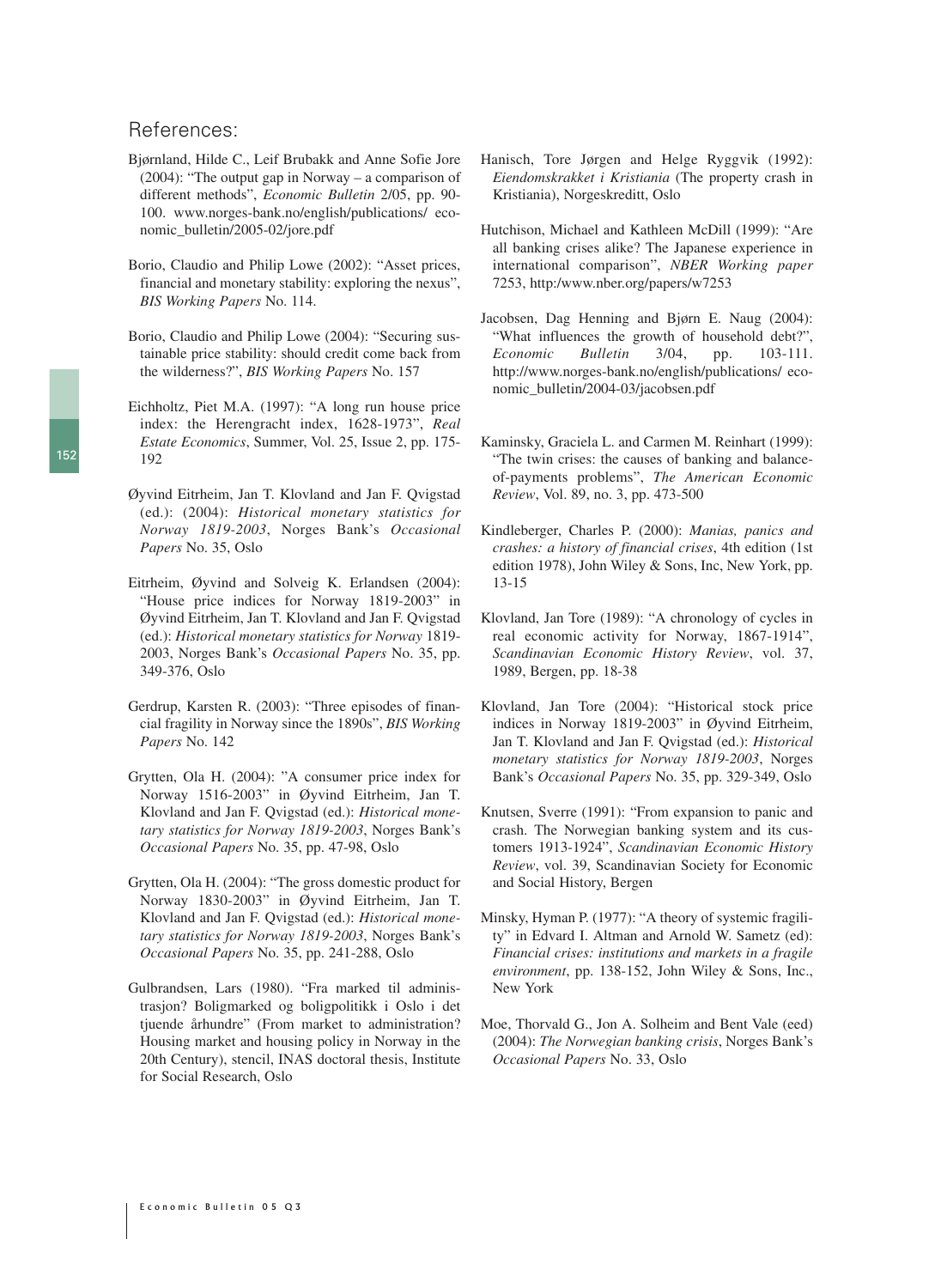## References:

Bjørnland, Hilde C., Leif Brubakk and Anne Sofie Jore (2004): "The output gap in Norway – a comparison of different methods", *Economic Bulletin* 2/05, pp. 90-100. www.norges-bank.no/english/publications/ economic_bulletin/2005-02/jore.pdf

Borio, Claudio and Philip Lowe (2002): "Asset prices, financial and monetary stability: exploring the nexus", *BIS Working Papers* No. 114.

Borio, Claudio and Philip Lowe (2004): "Securing sustainable price stability: should credit come back from the wilderness?", *BIS Working Papers* No. 157

Eichholtz, Piet M.A. (1997): "A long run house price index: the Herengracht index, 1628-1973", *Real Estate Economics*, Summer, Vol. 25, Issue 2, pp. 175-192

Øyvind Eitrheim, Jan T. Klovland and Jan F. Qvigstad (ed.): (2004): *Historical monetary statistics for Norway 1819-2003*, Norges Bank's *Occasional Papers* No. 35, Oslo

Eitrheim, Øyvind and Solveig K. Erlandsen (2004): "House price indices for Norway 1819-2003" in Øyvind Eitrheim, Jan T. Klovland and Jan F. Qvigstad (ed.): *Historical monetary statistics for Norway* 1819-2003, Norges Bank's *Occasional Papers* No. 35, pp. 349-376, Oslo

Gerdrup, Karsten R. (2003): "Three episodes of financial fragility in Norway since the 1890s", *BIS Working Papers* No. 142

Grytten, Ola H. (2004): "A consumer price index for Norway 1516-2003" in Øyvind Eitrheim, Jan T. Klovland and Jan F. Qvigstad (ed.): *Historical monetary statistics for Norway 1819-2003*, Norges Bank's *Occasional Papers* No. 35, pp. 47-98, Oslo

Grytten, Ola H. (2004): "The gross domestic product for Norway 1830-2003" in Øyvind Eitrheim, Jan T. Klovland and Jan F. Qvigstad (ed.): *Historical monetary statistics for Norway 1819-2003*, Norges Bank's *Occasional Papers* No. 35, pp. 241-288, Oslo

Gulbrandsen, Lars (1980). "Fra marked til administrasjon? Boligmarked og boligpolitikk i Oslo i det tjuende århundre" (From market to administration? Housing market and housing policy in Norway in the 20th Century), stencil, INAS doctoral thesis, Institute for Social Research, Oslo

Hanisch, Tore Jørgen and Helge Ryggvik (1992): *Eiendomskrakket i Kristiania* (The property crash in Kristiania), Norgeskreditt, Oslo

Hutchison, Michael and Kathleen McDill (1999): "Are all banking crises alike? The Japanese experience in international comparison", *NBER Working paper* 7253, http:/www.nber.org/papers/w7253

Jacobsen, Dag Henning and Bjørn E. Naug (2004): "What influences the growth of household debt?", *Economic Bulletin* 3/04, pp. 103-111. http://www.norges-bank.no/english/publications/ economic_bulletin/2004-03/jacobsen.pdf

Kaminsky, Graciela L. and Carmen M. Reinhart (1999): "The twin crises: the causes of banking and balance-of-payments problems", *The American Economic Review*, Vol. 89, no. 3, pp. 473-500

Kindleberger, Charles P. (2000): *Manias, panics and crashes: a history of financial crises*, 4th edition (1st edition 1978), John Wiley & Sons, Inc, New York, pp. 13-15

Klovland, Jan Tore (1989): "A chronology of cycles in real economic activity for Norway, 1867-1914", *Scandinavian Economic History Review*, vol. 37, 1989, Bergen, pp. 18-38

Klovland, Jan Tore (2004): "Historical stock price indices in Norway 1819-2003" in Øyvind Eitrheim, Jan T. Klovland and Jan F. Qvigstad (ed.): *Historical monetary statistics for Norway 1819-2003*, Norges Bank's *Occasional Papers* No. 35, pp. 329-349, Oslo

Knutsen, Sverre (1991): "From expansion to panic and crash. The Norwegian banking system and its customers 1913-1924", *Scandinavian Economic History Review*, vol. 39, Scandinavian Society for Economic and Social History, Bergen

Minsky, Hyman P. (1977): "A theory of systemic fragility" in Edvard I. Altman and Arnold W. Sametz (ed): *Financial crises: institutions and markets in a fragile environment*, pp. 138-152, John Wiley & Sons, Inc., New York

Moe, Thorvald G., Jon A. Solheim and Bent Vale (eed) (2004): *The Norwegian banking crisis*, Norges Bank's *Occasional Papers* No. 33, Oslo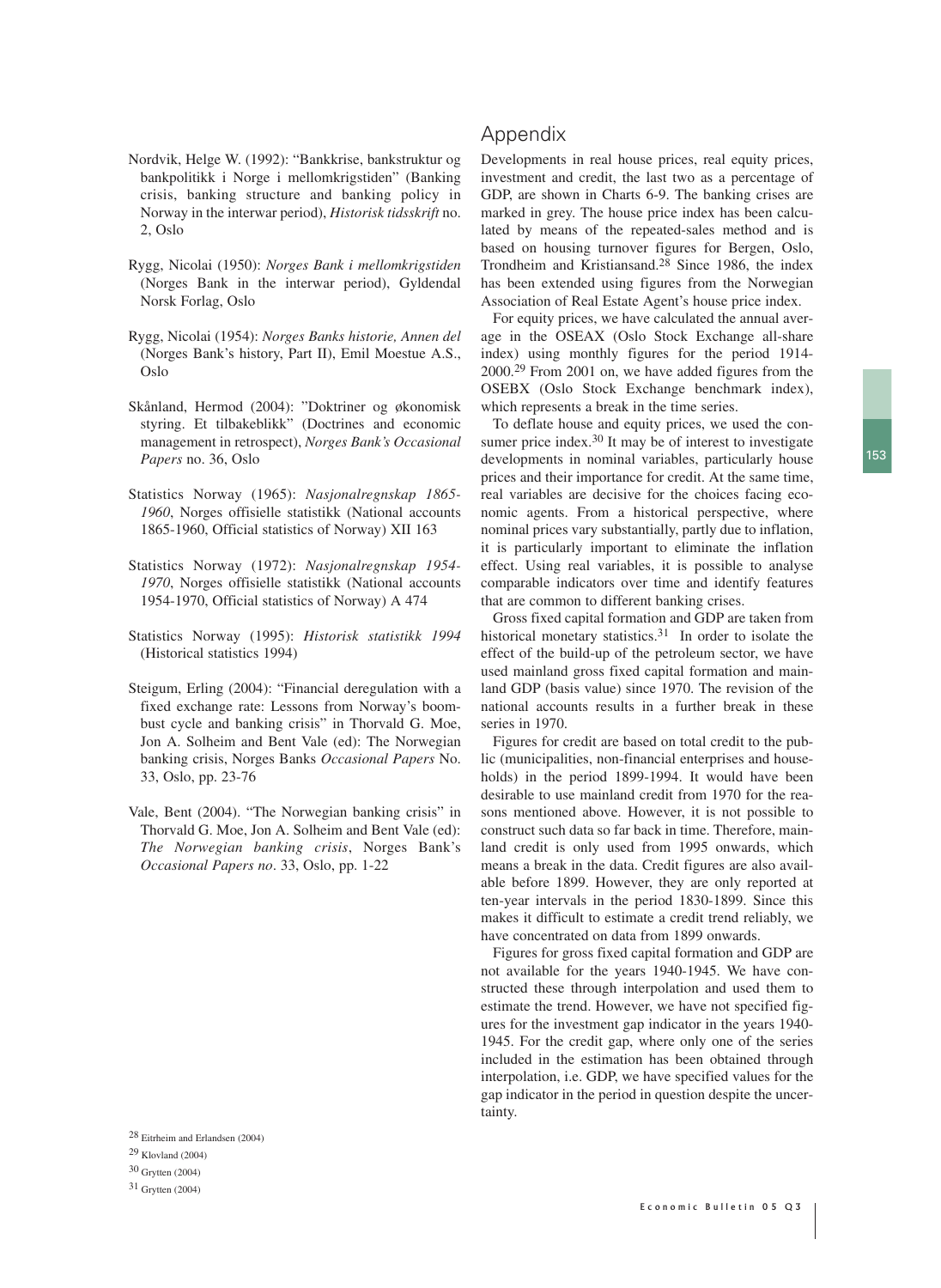Nordvik, Helge W. (1992): "Bankkrise, bankstruktur og bankpolitikk i Norge i mellomkrigstiden" (Banking crisis, banking structure and banking policy in Norway in the interwar period), *Historisk tidsskrift* no. 2, Oslo

Rygg, Nicolai (1950): *Norges Bank i mellomkrigstiden* (Norges Bank in the interwar period), Gyldendal Norsk Forlag, Oslo

Rygg, Nicolai (1954): *Norges Banks historie, Annen del* (Norges Bank's history, Part II), Emil Moestue A.S., Oslo

Skånland, Hermod (2004): "Doktriner og økonomisk styring. Et tilbakeblikk" (Doctrines and economic management in retrospect), *Norges Bank's Occasional Papers* no. 36, Oslo

Statistics Norway (1965): *Nasjonalregnskap 1865-1960*, Norges offisielle statistikk (National accounts 1865-1960, Official statistics of Norway) XII 163

Statistics Norway (1972): *Nasjonalregnskap 1954-1970*, Norges offisielle statistikk (National accounts 1954-1970, Official statistics of Norway) A 474

Statistics Norway (1995): *Historisk statistikk 1994* (Historical statistics 1994)

Steigum, Erling (2004): "Financial deregulation with a fixed exchange rate: Lessons from Norway's boom-bust cycle and banking crisis" in Thorvald G. Moe, Jon A. Solheim and Bent Vale (ed): The Norwegian banking crisis, Norges Banks *Occasional Papers* No. 33, Oslo, pp. 23-76

Vale, Bent (2004). "The Norwegian banking crisis" in Thorvald G. Moe, Jon A. Solheim and Bent Vale (ed): *The Norwegian banking crisis*, Norges Bank's *Occasional Papers no*. 33, Oslo, pp. 1-22

## Appendix

Developments in real house prices, real equity prices, investment and credit, the last two as a percentage of GDP, are shown in Charts 6-9. The banking crises are marked in grey. The house price index has been calculated by means of the repeated-sales method and is based on housing turnover figures for Bergen, Oslo, Trondheim and Kristiansand.[28] Since 1986, the index has been extended using figures from the Norwegian Association of Real Estate Agent's house price index.

For equity prices, we have calculated the annual average in the OSEAX (Oslo Stock Exchange all-share index) using monthly figures for the period 1914-2000.[29] From 2001 on, we have added figures from the OSEBX (Oslo Stock Exchange benchmark index), which represents a break in the time series.

To deflate house and equity prices, we used the consumer price index.[30] It may be of interest to investigate developments in nominal variables, particularly house prices and their importance for credit. At the same time, real variables are decisive for the choices facing economic agents. From a historical perspective, where nominal prices vary substantially, partly due to inflation, it is particularly important to eliminate the inflation effect. Using real variables, it is possible to analyse comparable indicators over time and identify features that are common to different banking crises.

Gross fixed capital formation and GDP are taken from historical monetary statistics.[31] In order to isolate the effect of the build-up of the petroleum sector, we have used mainland gross fixed capital formation and mainland GDP (basis value) since 1970. The revision of the national accounts results in a further break in these series in 1970.

Figures for credit are based on total credit to the public (municipalities, non-financial enterprises and households) in the period 1899-1994. It would have been desirable to use mainland credit from 1970 for the reasons mentioned above. However, it is not possible to construct such data so far back in time. Therefore, mainland credit is only used from 1995 onwards, which means a break in the data. Credit figures are also available before 1899. However, they are only reported at ten-year intervals in the period 1830-1899. Since this makes it difficult to estimate a credit trend reliably, we have concentrated on data from 1899 onwards.

Figures for gross fixed capital formation and GDP are not available for the years 1940-1945. We have constructed these through interpolation and used them to estimate the trend. However, we have not specified figures for the investment gap indicator in the years 1940-1945. For the credit gap, where only one of the series included in the estimation has been obtained through interpolation, i.e. GDP, we have specified values for the gap indicator in the period in question despite the uncertainty.

[28] Eitrheim and Erlandsen (2004)

[29] Klovland (2004)

[30] Grytten (2004)

[31] Grytten (2004)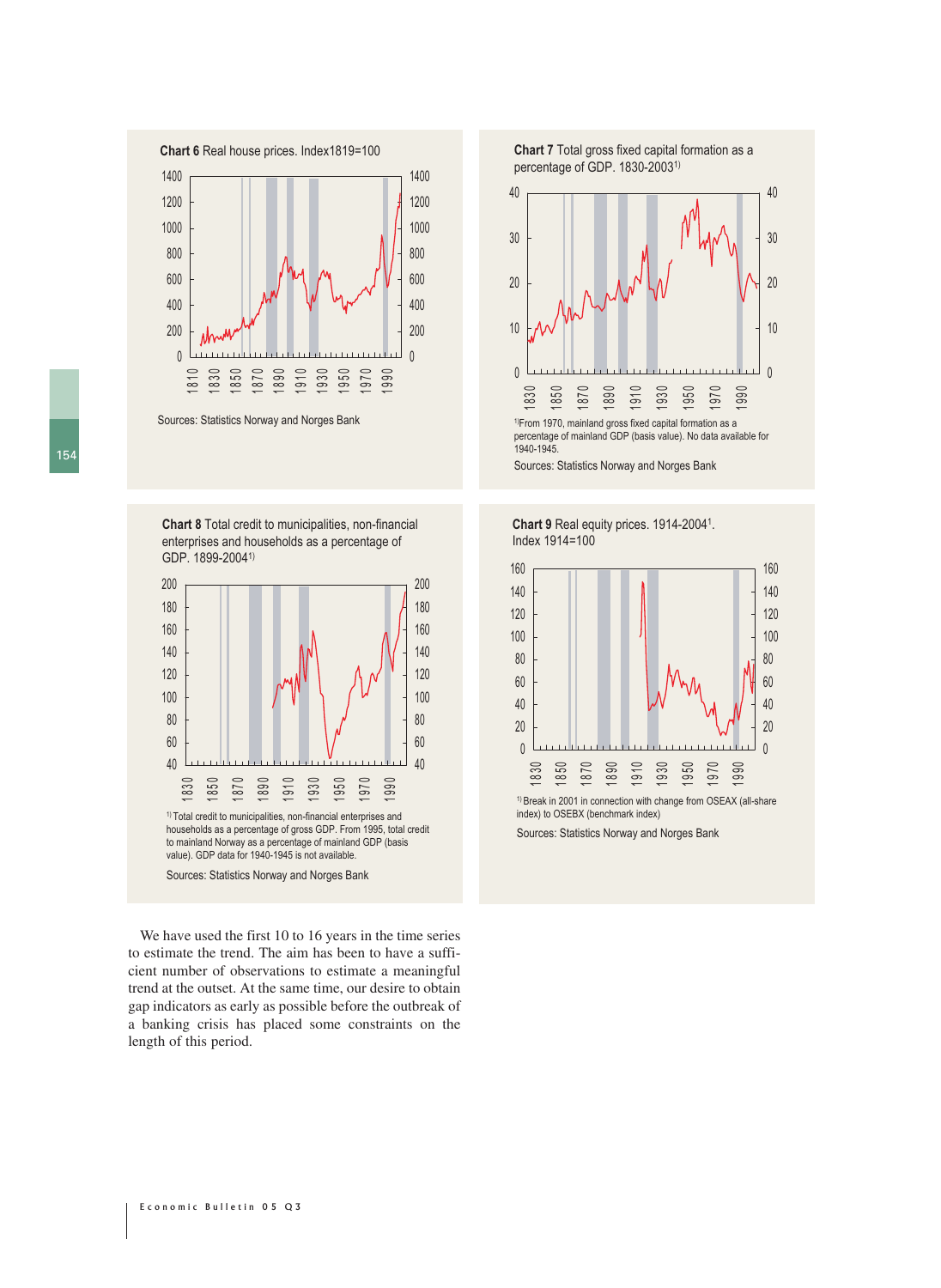**Chart 6** Real house prices. Index1819=100

1400 1200 1000 800 600 400 200 0

1810 1830 1850 1870 1890 1910 1930 1950 1970 1990

Sources: Statistics Norway and Norges Bank

**Chart 7** Total gross fixed capital formation as a percentage of GDP. 1830-2003[1)]

40 30 20 10 0

1830 1850 1870 1890 1910 1930 1950 1970 1990

[1)]From 1970, mainland gross fixed capital formation as a percentage of mainland GDP (basis value). No data available for 1940-1945.

Sources: Statistics Norway and Norges Bank

**Chart 8** Total credit to municipalities, non-financial enterprises and households as a percentage of GDP. 1899-2004[1)]

200 180 160 140 120 100 80 60 40

1830 1850 1870 1890 1910 1930 1950 1970 1990

[1)] Total credit to municipalities, non-financial enterprises and households as a percentage of gross GDP. From 1995, total credit to mainland Norway as a percentage of mainland GDP (basis value). GDP data for 1940-1945 is not available.

Sources: Statistics Norway and Norges Bank

**Chart 9** Real equity prices. 1914-2004[1]. Index 1914=100

160 140 120 100 80 60 40 20 0

1830 1850 1870 1890 1910 1930 1950 1970 1990

[1)] Break in 2001 in connection with change from OSEAX (all-share index) to OSEBX (benchmark index)

Sources: Statistics Norway and Norges Bank

We have used the first 10 to 16 years in the time series to estimate the trend. The aim has been to have a sufficient number of observations to estimate a meaningful trend at the outset. At the same time, our desire to obtain gap indicators as early as possible before the outbreak of a banking crisis has placed some constraints on the length of this period.